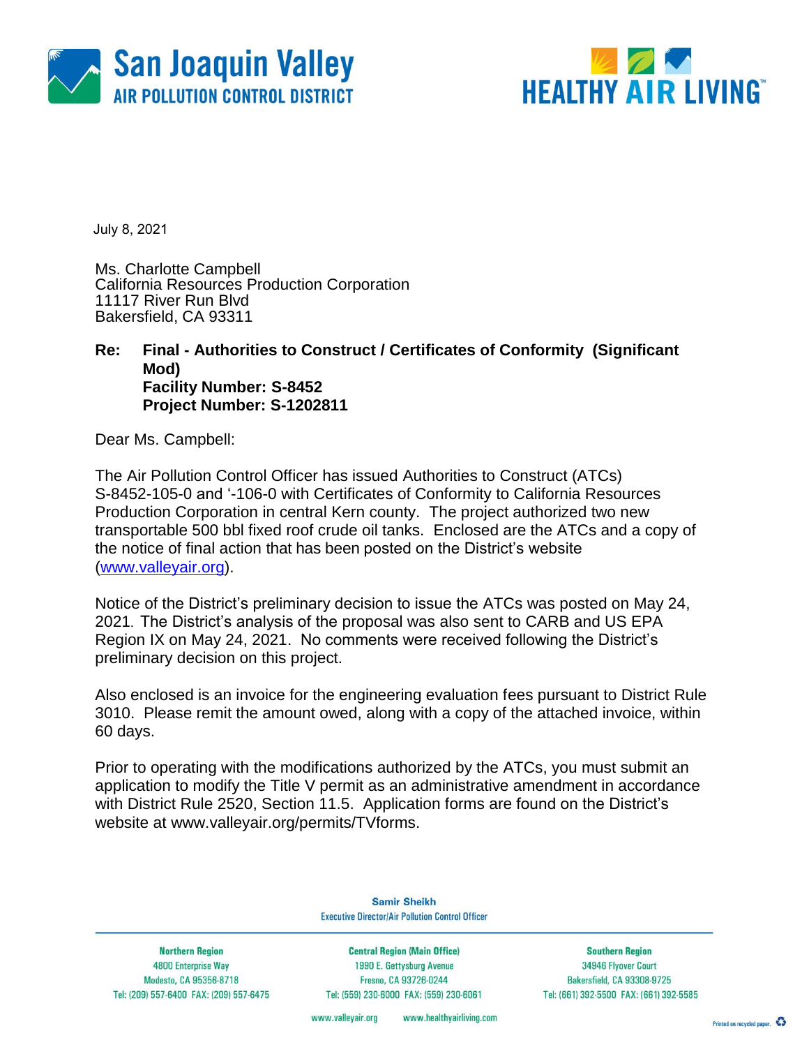**San Joaquin Valley**
**AIR POLLUTION CONTROL DISTRICT**

**HEALTHY AIR LIVING™**

July 8, 2021

Ms. Charlotte Campbell
California Resources Production Corporation
11117 River Run Blvd
Bakersfield, CA 93311

**Re: Final - Authorities to Construct / Certificates of Conformity (Significant Mod)**
**Facility Number: S-8452**
**Project Number: S-1202811**

Dear Ms. Campbell:

The Air Pollution Control Officer has issued Authorities to Construct (ATCs) S-8452-105-0 and '-106-0 with Certificates of Conformity to California Resources Production Corporation in central Kern county. The project authorized two new transportable 500 bbl fixed roof crude oil tanks. Enclosed are the ATCs and a copy of the notice of final action that has been posted on the District's website (www.valleyair.org).

Notice of the District's preliminary decision to issue the ATCs was posted on May 24, 2021. The District's analysis of the proposal was also sent to CARB and US EPA Region IX on May 24, 2021. No comments were received following the District's preliminary decision on this project.

Also enclosed is an invoice for the engineering evaluation fees pursuant to District Rule 3010. Please remit the amount owed, along with a copy of the attached invoice, within 60 days.

Prior to operating with the modifications authorized by the ATCs, you must submit an application to modify the Title V permit as an administrative amendment in accordance with District Rule 2520, Section 11.5. Application forms are found on the District's website at www.valleyair.org/permits/TVforms.

**Samir Sheikh**
Executive Director/Air Pollution Control Officer

| Northern Region | Central Region (Main Office) | Southern Region |
|---|---|---|
| 4800 Enterprise Way | 1990 E. Gettysburg Avenue | 34946 Flyover Court |
| Modesto, CA 95356-8718 | Fresno, CA 93726-0244 | Bakersfield, CA 93308-9725 |
| Tel: (209) 557-6400 FAX: (209) 557-6475 | Tel: (559) 230-6000 FAX: (559) 230-6061 | Tel: (661) 392-5500 FAX: (661) 392-5585 |

www.valleyair.org www.healthyairliving.com

Printed on recycled paper.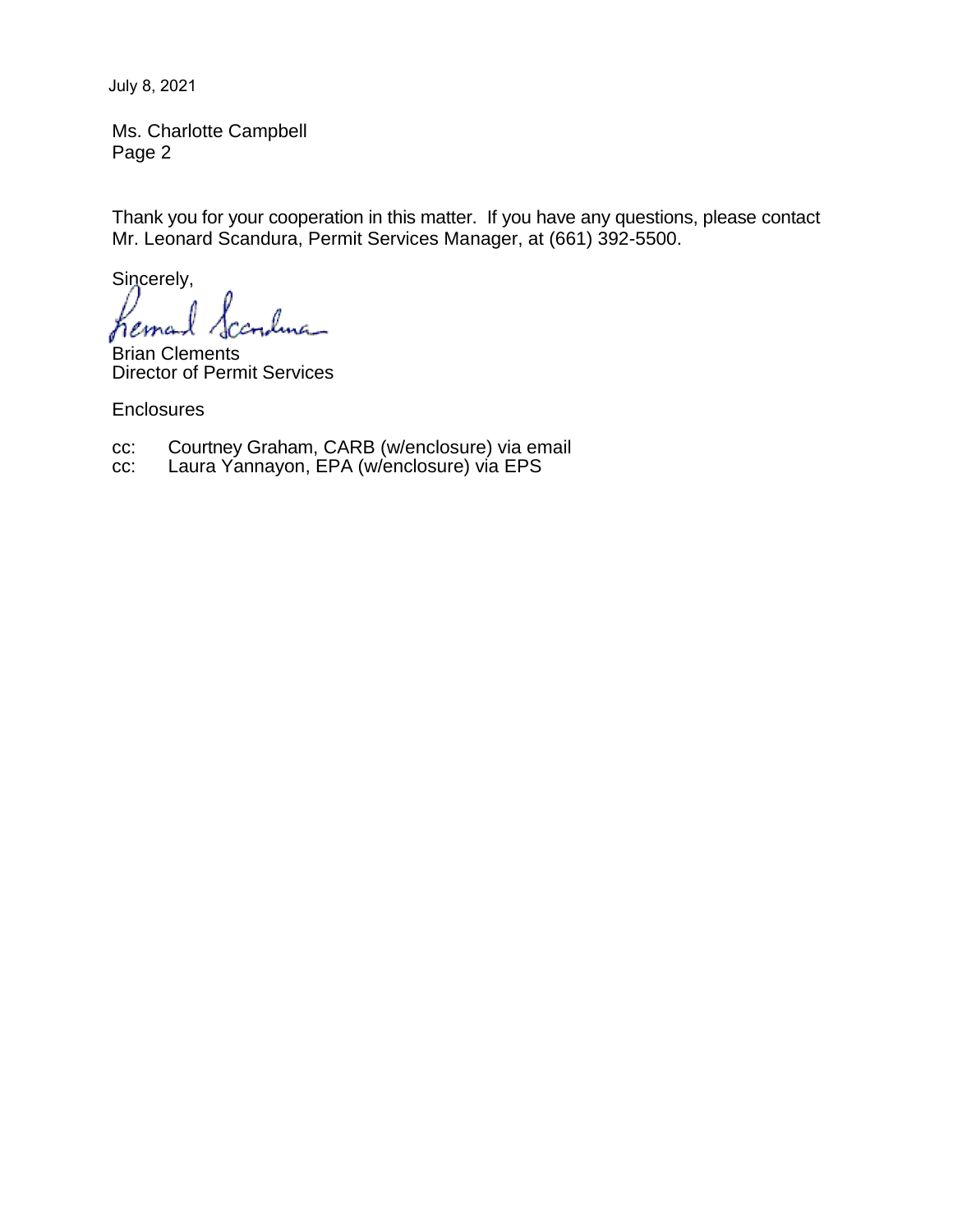July 8, 2021

Ms. Charlotte Campbell
Page 2

Thank you for your cooperation in this matter. If you have any questions, please contact Mr. Leonard Scandura, Permit Services Manager, at (661) 392-5500.

Sincerely,

Brian Clements
Director of Permit Services

Enclosures

cc: Courtney Graham, CARB (w/enclosure) via email
cc: Laura Yannayon, EPA (w/enclosure) via EPS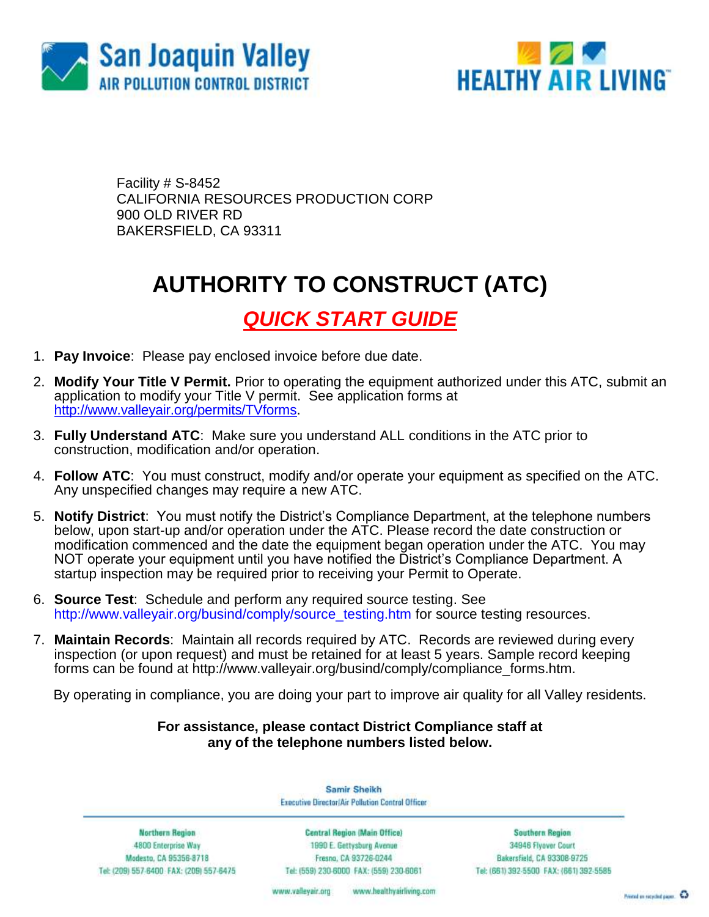San Joaquin Valley
AIR POLLUTION CONTROL DISTRICT

HEALTHY AIR LIVING™

Facility # S-8452
CALIFORNIA RESOURCES PRODUCTION CORP
900 OLD RIVER RD
BAKERSFIELD, CA 93311

# AUTHORITY TO CONSTRUCT (ATC)

## *QUICK START GUIDE*

1. **Pay Invoice**: Please pay enclosed invoice before due date.
2. **Modify Your Title V Permit.** Prior to operating the equipment authorized under this ATC, submit an application to modify your Title V permit. See application forms at http://www.valleyair.org/permits/TVforms.
3. **Fully Understand ATC**: Make sure you understand ALL conditions in the ATC prior to construction, modification and/or operation.
4. **Follow ATC**: You must construct, modify and/or operate your equipment as specified on the ATC. Any unspecified changes may require a new ATC.
5. **Notify District**: You must notify the District's Compliance Department, at the telephone numbers below, upon start-up and/or operation under the ATC. Please record the date construction or modification commenced and the date the equipment began operation under the ATC. You may NOT operate your equipment until you have notified the District's Compliance Department. A startup inspection may be required prior to receiving your Permit to Operate.
6. **Source Test**: Schedule and perform any required source testing. See http://www.valleyair.org/busind/comply/source_testing.htm for source testing resources.
7. **Maintain Records**: Maintain all records required by ATC. Records are reviewed during every inspection (or upon request) and must be retained for at least 5 years. Sample record keeping forms can be found at http://www.valleyair.org/busind/comply/compliance_forms.htm.

By operating in compliance, you are doing your part to improve air quality for all Valley residents.

**For assistance, please contact District Compliance staff at any of the telephone numbers listed below.**

Samir Sheikh
Executive Director/Air Pollution Control Officer

Northern Region
4800 Enterprise Way
Modesto, CA 95356-8718
Tel: (209) 557-6400 FAX: (209) 557-6475

Central Region (Main Office)
1990 E. Gettysburg Avenue
Fresno, CA 93726-0244
Tel: (559) 230-6000 FAX: (559) 230-6061

Southern Region
34946 Flyover Court
Bakersfield, CA 93308-9725
Tel: (661) 392-5500 FAX: (661) 392-5585

www.valleyair.org www.healthyairliving.com

Printed on recycled paper.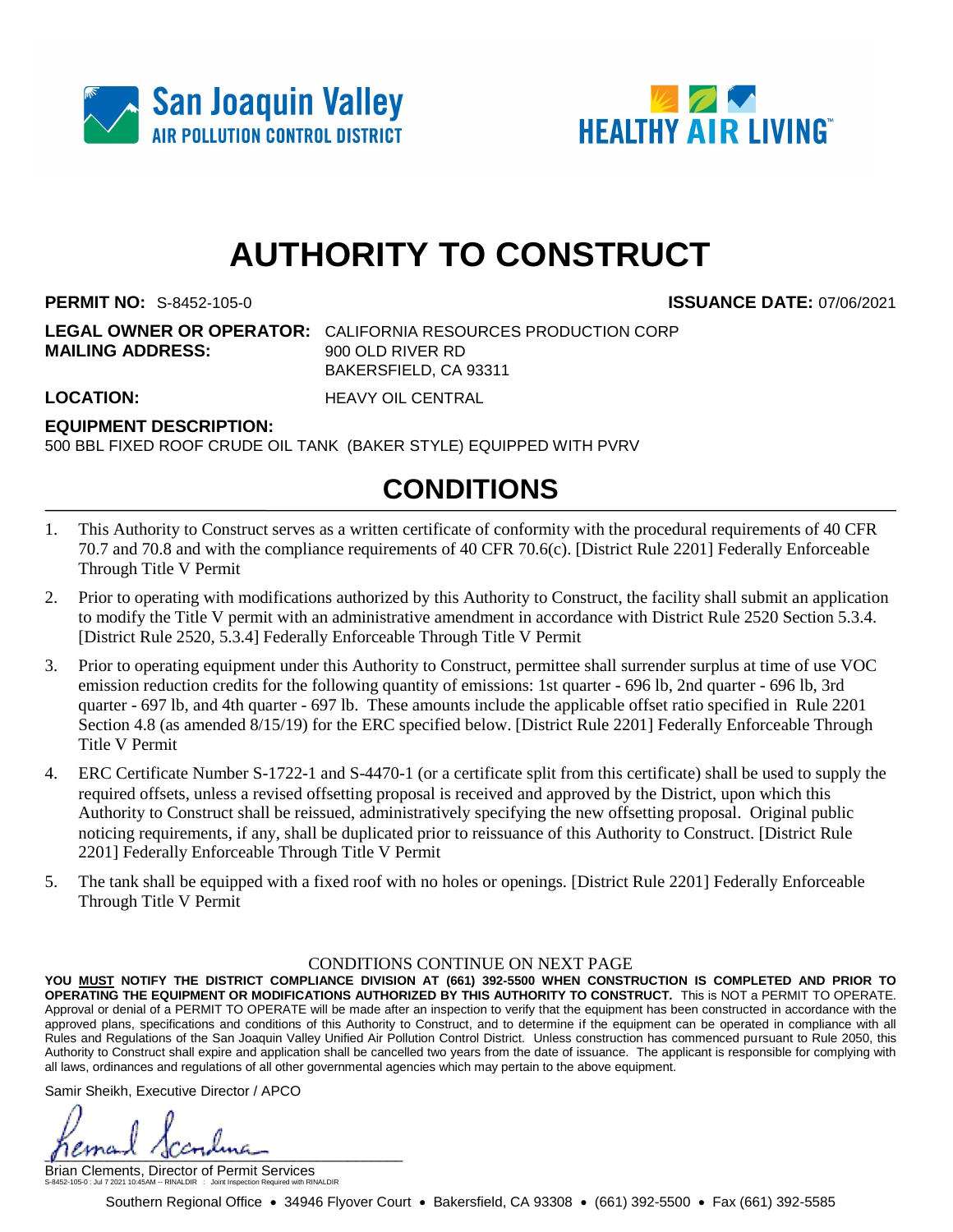San Joaquin Valley AIR POLLUTION CONTROL DISTRICT

HEALTHY AIR LIVING™

# AUTHORITY TO CONSTRUCT

**PERMIT NO:** S-8452-105-0 **ISSUANCE DATE:** 07/06/2021

**LEGAL OWNER OR OPERATOR:** CALIFORNIA RESOURCES PRODUCTION CORP
**MAILING ADDRESS:** 900 OLD RIVER RD
BAKERSFIELD, CA 93311

**LOCATION:** HEAVY OIL CENTRAL

**EQUIPMENT DESCRIPTION:**
500 BBL FIXED ROOF CRUDE OIL TANK (BAKER STYLE) EQUIPPED WITH PVRV

## CONDITIONS

1. This Authority to Construct serves as a written certificate of conformity with the procedural requirements of 40 CFR 70.7 and 70.8 and with the compliance requirements of 40 CFR 70.6(c). [District Rule 2201] Federally Enforceable Through Title V Permit
2. Prior to operating with modifications authorized by this Authority to Construct, the facility shall submit an application to modify the Title V permit with an administrative amendment in accordance with District Rule 2520 Section 5.3.4. [District Rule 2520, 5.3.4] Federally Enforceable Through Title V Permit
3. Prior to operating equipment under this Authority to Construct, permittee shall surrender surplus at time of use VOC emission reduction credits for the following quantity of emissions: 1st quarter - 696 lb, 2nd quarter - 696 lb, 3rd quarter - 697 lb, and 4th quarter - 697 lb. These amounts include the applicable offset ratio specified in Rule 2201 Section 4.8 (as amended 8/15/19) for the ERC specified below. [District Rule 2201] Federally Enforceable Through Title V Permit
4. ERC Certificate Number S-1722-1 and S-4470-1 (or a certificate split from this certificate) shall be used to supply the required offsets, unless a revised offsetting proposal is received and approved by the District, upon which this Authority to Construct shall be reissued, administratively specifying the new offsetting proposal. Original public noticing requirements, if any, shall be duplicated prior to reissuance of this Authority to Construct. [District Rule 2201] Federally Enforceable Through Title V Permit
5. The tank shall be equipped with a fixed roof with no holes or openings. [District Rule 2201] Federally Enforceable Through Title V Permit

CONDITIONS CONTINUE ON NEXT PAGE

**YOU MUST NOTIFY THE DISTRICT COMPLIANCE DIVISION AT (661) 392-5500 WHEN CONSTRUCTION IS COMPLETED AND PRIOR TO OPERATING THE EQUIPMENT OR MODIFICATIONS AUTHORIZED BY THIS AUTHORITY TO CONSTRUCT.** This is NOT a PERMIT TO OPERATE. Approval or denial of a PERMIT TO OPERATE will be made after an inspection to verify that the equipment has been constructed in accordance with the approved plans, specifications and conditions of this Authority to Construct, and to determine if the equipment can be operated in compliance with all Rules and Regulations of the San Joaquin Valley Unified Air Pollution Control District. Unless construction has commenced pursuant to Rule 2050, this Authority to Construct shall expire and application shall be cancelled two years from the date of issuance. The applicant is responsible for complying with all laws, ordinances and regulations of all other governmental agencies which may pertain to the above equipment.

Samir Sheikh, Executive Director / APCO

Brian Clements, Director of Permit Services

S-8452-105-0 : Jul 7 2021 10:45AM -- RINALDIR : Joint Inspection Required with RINALDIR

Southern Regional Office • 34946 Flyover Court • Bakersfield, CA 93308 • (661) 392-5500 • Fax (661) 392-5585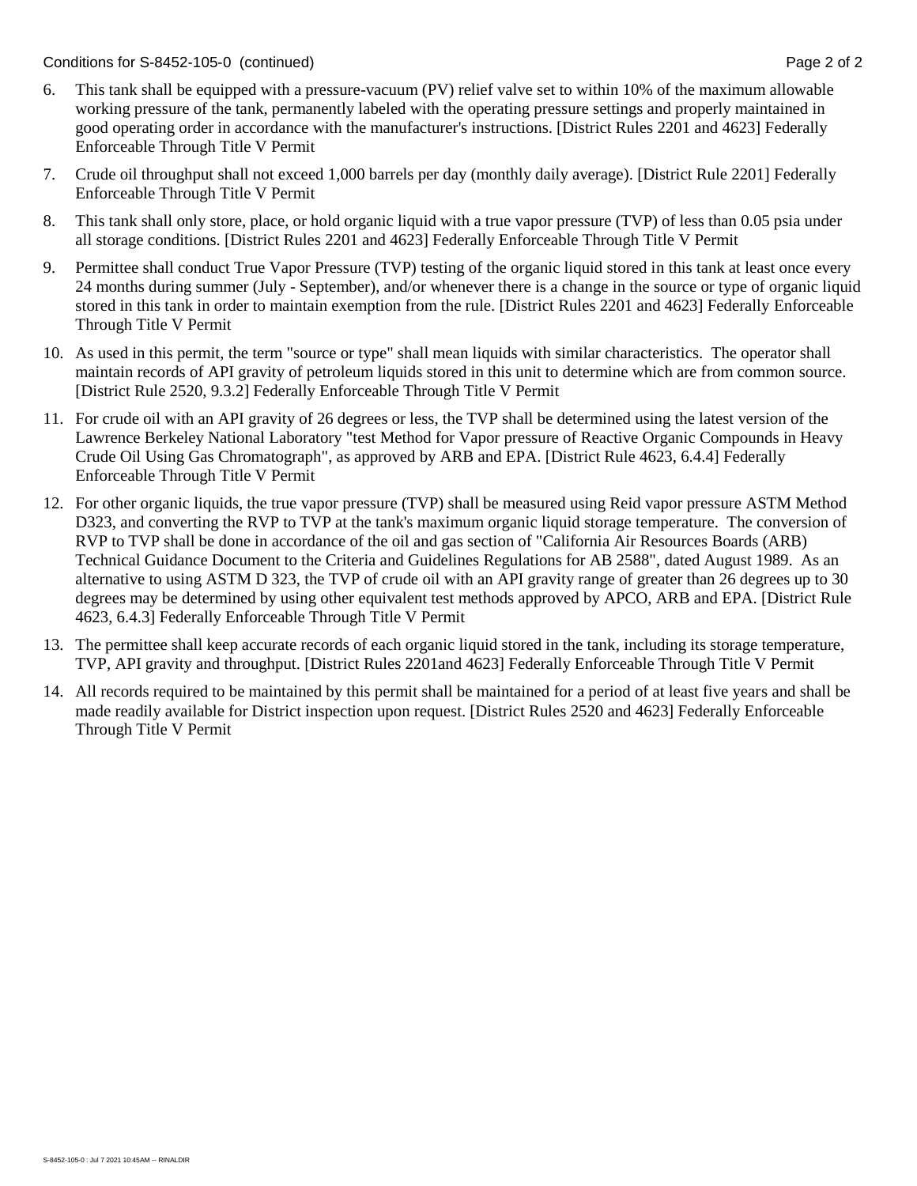6. This tank shall be equipped with a pressure-vacuum (PV) relief valve set to within 10% of the maximum allowable working pressure of the tank, permanently labeled with the operating pressure settings and properly maintained in good operating order in accordance with the manufacturer's instructions. [District Rules 2201 and 4623] Federally Enforceable Through Title V Permit

7. Crude oil throughput shall not exceed 1,000 barrels per day (monthly daily average). [District Rule 2201] Federally Enforceable Through Title V Permit

8. This tank shall only store, place, or hold organic liquid with a true vapor pressure (TVP) of less than 0.05 psia under all storage conditions. [District Rules 2201 and 4623] Federally Enforceable Through Title V Permit

9. Permittee shall conduct True Vapor Pressure (TVP) testing of the organic liquid stored in this tank at least once every 24 months during summer (July - September), and/or whenever there is a change in the source or type of organic liquid stored in this tank in order to maintain exemption from the rule. [District Rules 2201 and 4623] Federally Enforceable Through Title V Permit

10. As used in this permit, the term "source or type" shall mean liquids with similar characteristics. The operator shall maintain records of API gravity of petroleum liquids stored in this unit to determine which are from common source. [District Rule 2520, 9.3.2] Federally Enforceable Through Title V Permit

11. For crude oil with an API gravity of 26 degrees or less, the TVP shall be determined using the latest version of the Lawrence Berkeley National Laboratory "test Method for Vapor pressure of Reactive Organic Compounds in Heavy Crude Oil Using Gas Chromatograph", as approved by ARB and EPA. [District Rule 4623, 6.4.4] Federally Enforceable Through Title V Permit

12. For other organic liquids, the true vapor pressure (TVP) shall be measured using Reid vapor pressure ASTM Method D323, and converting the RVP to TVP at the tank's maximum organic liquid storage temperature. The conversion of RVP to TVP shall be done in accordance of the oil and gas section of "California Air Resources Boards (ARB) Technical Guidance Document to the Criteria and Guidelines Regulations for AB 2588", dated August 1989. As an alternative to using ASTM D 323, the TVP of crude oil with an API gravity range of greater than 26 degrees up to 30 degrees may be determined by using other equivalent test methods approved by APCO, ARB and EPA. [District Rule 4623, 6.4.3] Federally Enforceable Through Title V Permit

13. The permittee shall keep accurate records of each organic liquid stored in the tank, including its storage temperature, TVP, API gravity and throughput. [District Rules 2201and 4623] Federally Enforceable Through Title V Permit

14. All records required to be maintained by this permit shall be maintained for a period of at least five years and shall be made readily available for District inspection upon request. [District Rules 2520 and 4623] Federally Enforceable Through Title V Permit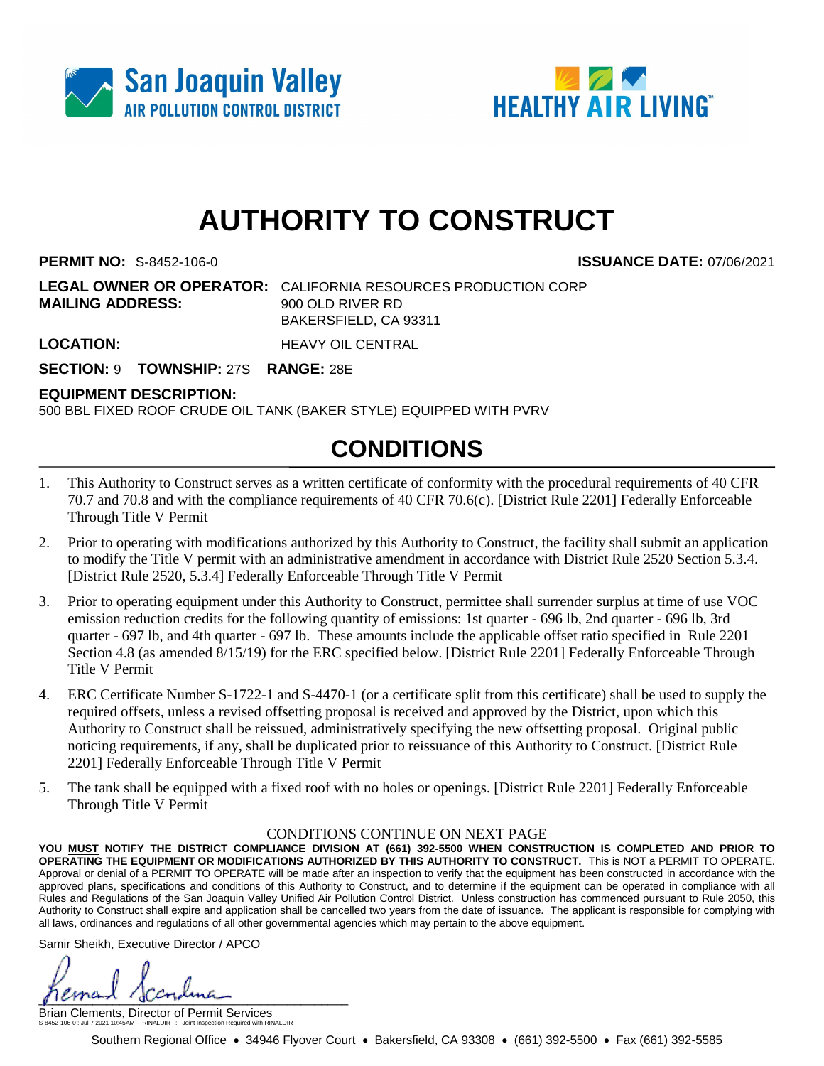San Joaquin Valley
AIR POLLUTION CONTROL DISTRICT

HEALTHY AIR LIVING™

# AUTHORITY TO CONSTRUCT

**PERMIT NO:** S-8452-106-0 **ISSUANCE DATE:** 07/06/2021

**LEGAL OWNER OR OPERATOR:** CALIFORNIA RESOURCES PRODUCTION CORP
**MAILING ADDRESS:** 900 OLD RIVER RD
BAKERSFIELD, CA 93311

**LOCATION:** HEAVY OIL CENTRAL

**SECTION:** 9 **TOWNSHIP:** 27S **RANGE:** 28E

**EQUIPMENT DESCRIPTION:**
500 BBL FIXED ROOF CRUDE OIL TANK (BAKER STYLE) EQUIPPED WITH PVRV

## CONDITIONS

1. This Authority to Construct serves as a written certificate of conformity with the procedural requirements of 40 CFR 70.7 and 70.8 and with the compliance requirements of 40 CFR 70.6(c). [District Rule 2201] Federally Enforceable Through Title V Permit
2. Prior to operating with modifications authorized by this Authority to Construct, the facility shall submit an application to modify the Title V permit with an administrative amendment in accordance with District Rule 2520 Section 5.3.4. [District Rule 2520, 5.3.4] Federally Enforceable Through Title V Permit
3. Prior to operating equipment under this Authority to Construct, permittee shall surrender surplus at time of use VOC emission reduction credits for the following quantity of emissions: 1st quarter - 696 lb, 2nd quarter - 696 lb, 3rd quarter - 697 lb, and 4th quarter - 697 lb. These amounts include the applicable offset ratio specified in Rule 2201 Section 4.8 (as amended 8/15/19) for the ERC specified below. [District Rule 2201] Federally Enforceable Through Title V Permit
4. ERC Certificate Number S-1722-1 and S-4470-1 (or a certificate split from this certificate) shall be used to supply the required offsets, unless a revised offsetting proposal is received and approved by the District, upon which this Authority to Construct shall be reissued, administratively specifying the new offsetting proposal. Original public noticing requirements, if any, shall be duplicated prior to reissuance of this Authority to Construct. [District Rule 2201] Federally Enforceable Through Title V Permit
5. The tank shall be equipped with a fixed roof with no holes or openings. [District Rule 2201] Federally Enforceable Through Title V Permit

CONDITIONS CONTINUE ON NEXT PAGE

**YOU MUST NOTIFY THE DISTRICT COMPLIANCE DIVISION AT (661) 392-5500 WHEN CONSTRUCTION IS COMPLETED AND PRIOR TO OPERATING THE EQUIPMENT OR MODIFICATIONS AUTHORIZED BY THIS AUTHORITY TO CONSTRUCT.** This is NOT a PERMIT TO OPERATE. Approval or denial of a PERMIT TO OPERATE will be made after an inspection to verify that the equipment has been constructed in accordance with the approved plans, specifications and conditions of this Authority to Construct, and to determine if the equipment can be operated in compliance with all Rules and Regulations of the San Joaquin Valley Unified Air Pollution Control District. Unless construction has commenced pursuant to Rule 2050, this Authority to Construct shall expire and application shall be cancelled two years from the date of issuance. The applicant is responsible for complying with all laws, ordinances and regulations of all other governmental agencies which may pertain to the above equipment.

Samir Sheikh, Executive Director / APCO

Brian Clements, Director of Permit Services

S-8452-106-0 : Jul 7 2021 10:45AM -- RINALDIR : Joint Inspection Required with RINALDIR

Southern Regional Office • 34946 Flyover Court • Bakersfield, CA 93308 • (661) 392-5500 • Fax (661) 392-5585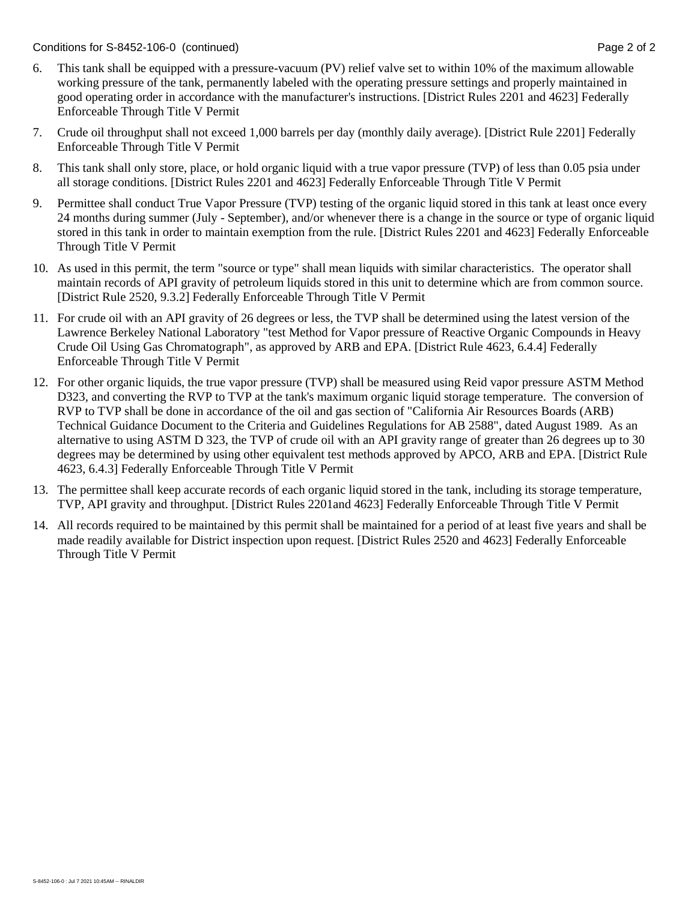6. This tank shall be equipped with a pressure-vacuum (PV) relief valve set to within 10% of the maximum allowable working pressure of the tank, permanently labeled with the operating pressure settings and properly maintained in good operating order in accordance with the manufacturer's instructions. [District Rules 2201 and 4623] Federally Enforceable Through Title V Permit

7. Crude oil throughput shall not exceed 1,000 barrels per day (monthly daily average). [District Rule 2201] Federally Enforceable Through Title V Permit

8. This tank shall only store, place, or hold organic liquid with a true vapor pressure (TVP) of less than 0.05 psia under all storage conditions. [District Rules 2201 and 4623] Federally Enforceable Through Title V Permit

9. Permittee shall conduct True Vapor Pressure (TVP) testing of the organic liquid stored in this tank at least once every 24 months during summer (July - September), and/or whenever there is a change in the source or type of organic liquid stored in this tank in order to maintain exemption from the rule. [District Rules 2201 and 4623] Federally Enforceable Through Title V Permit

10. As used in this permit, the term "source or type" shall mean liquids with similar characteristics. The operator shall maintain records of API gravity of petroleum liquids stored in this unit to determine which are from common source. [District Rule 2520, 9.3.2] Federally Enforceable Through Title V Permit

11. For crude oil with an API gravity of 26 degrees or less, the TVP shall be determined using the latest version of the Lawrence Berkeley National Laboratory "test Method for Vapor pressure of Reactive Organic Compounds in Heavy Crude Oil Using Gas Chromatograph", as approved by ARB and EPA. [District Rule 4623, 6.4.4] Federally Enforceable Through Title V Permit

12. For other organic liquids, the true vapor pressure (TVP) shall be measured using Reid vapor pressure ASTM Method D323, and converting the RVP to TVP at the tank's maximum organic liquid storage temperature. The conversion of RVP to TVP shall be done in accordance of the oil and gas section of "California Air Resources Boards (ARB) Technical Guidance Document to the Criteria and Guidelines Regulations for AB 2588", dated August 1989. As an alternative to using ASTM D 323, the TVP of crude oil with an API gravity range of greater than 26 degrees up to 30 degrees may be determined by using other equivalent test methods approved by APCO, ARB and EPA. [District Rule 4623, 6.4.3] Federally Enforceable Through Title V Permit

13. The permittee shall keep accurate records of each organic liquid stored in the tank, including its storage temperature, TVP, API gravity and throughput. [District Rules 2201and 4623] Federally Enforceable Through Title V Permit

14. All records required to be maintained by this permit shall be maintained for a period of at least five years and shall be made readily available for District inspection upon request. [District Rules 2520 and 4623] Federally Enforceable Through Title V Permit